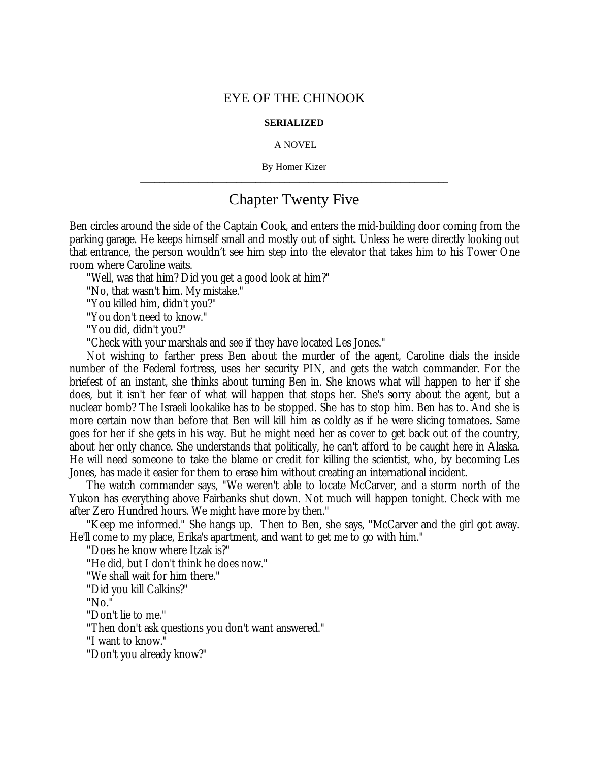# EYE OF THE CHINOOK

**SERIALIZED**

A NOVEL

By Homer Kizer

---

## Chapter Twenty Five

Ben circles around the side of the Captain Cook, and enters the mid-building door coming from the parking garage. He keeps himself small and mostly out of sight. Unless he were directly looking out that entrance, the person wouldn't see him step into the elevator that takes him to his Tower One room where Caroline waits.

"Well, was that him? Did you get a good look at him?"

"No, that wasn't him. My mistake."

"You killed him, didn't you?"

"You don't need to know."

"You did, didn't you?"

"Check with your marshals and see if they have located Les Jones."

Not wishing to farther press Ben about the murder of the agent, Caroline dials the inside number of the Federal fortress, uses her security PIN, and gets the watch commander. For the briefest of an instant, she thinks about turning Ben in. She knows what will happen to her if she does, but it isn't her fear of what will happen that stops her. She's sorry about the agent, but a nuclear bomb? The Israeli lookalike has to be stopped. She has to stop him. Ben has to. And she is more certain now than before that Ben will kill him as coldly as if he were slicing tomatoes. Same goes for her if she gets in his way. But he might need her as cover to get back out of the country, about her only chance. She understands that politically, he can't afford to be caught here in Alaska. He will need someone to take the blame or credit for killing the scientist, who, by becoming Les Jones, has made it easier for them to erase him without creating an international incident.

The watch commander says, "We weren't able to locate McCarver, and a storm north of the Yukon has everything above Fairbanks shut down. Not much will happen tonight. Check with me after Zero Hundred hours. We might have more by then."

"Keep me informed." She hangs up. Then to Ben, she says, "McCarver and the girl got away. He'll come to my place, Erika's apartment, and want to get me to go with him."

"Does he know where Itzak is?"

"He did, but I don't think he does now."

"We shall wait for him there."

"Did you kill Calkins?"

"No."

"Don't lie to me."

"Then don't ask questions you don't want answered."

"I want to know."

"Don't you already know?"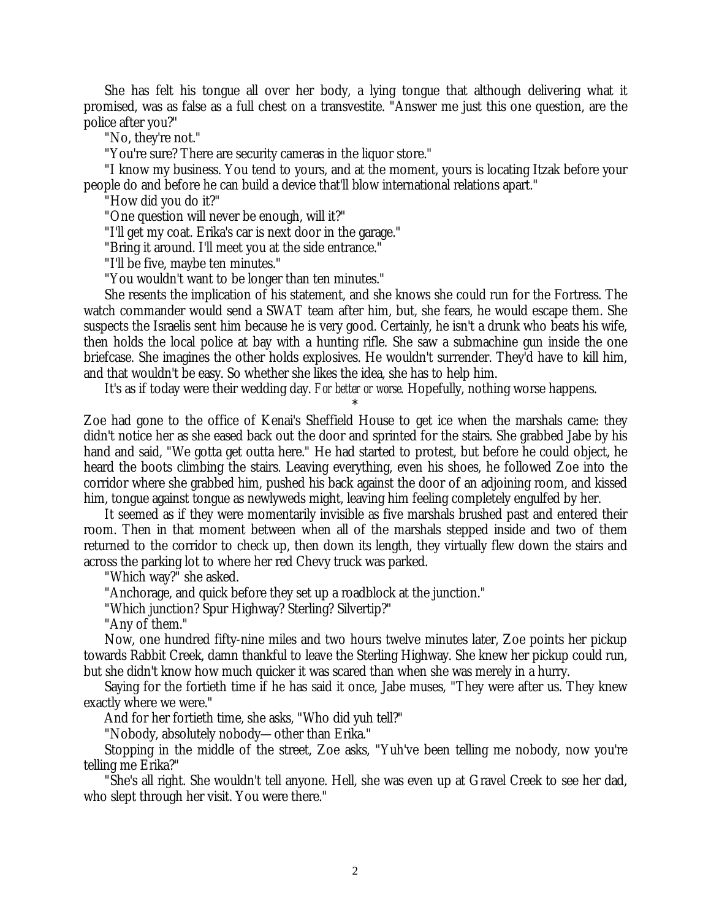She has felt his tongue all over her body, a lying tongue that although delivering what it promised, was as false as a full chest on a transvestite. "Answer me just this one question, are the police after you?"

"No, they're not."

"You're sure? There are security cameras in the liquor store."

"I know my business. You tend to yours, and at the moment, yours is locating Itzak before your people do and before he can build a device that'll blow international relations apart."

"How did you do it?"

"One question will never be enough, will it?"

"I'll get my coat. Erika's car is next door in the garage."

"Bring it around. I'll meet you at the side entrance."

"I'll be five, maybe ten minutes."

"You wouldn't want to be longer than ten minutes."

She resents the implication of his statement, and she knows she could run for the Fortress. The watch commander would send a SWAT team after him, but, she fears, he would escape them. She suspects the Israelis sent him because he is very good. Certainly, he isn't a drunk who beats his wife, then holds the local police at bay with a hunting rifle. She saw a submachine gun inside the one briefcase. She imagines the other holds explosives. He wouldn't surrender. They'd have to kill him, and that wouldn't be easy. So whether she likes the idea, she has to help him.

It's as if today were their wedding day. *For better or worse.* Hopefully, nothing worse happens.

*

Zoe had gone to the office of Kenai's Sheffield House to get ice when the marshals came: they didn't notice her as she eased back out the door and sprinted for the stairs. She grabbed Jabe by his hand and said, "We gotta get outta here." He had started to protest, but before he could object, he heard the boots climbing the stairs. Leaving everything, even his shoes, he followed Zoe into the corridor where she grabbed him, pushed his back against the door of an adjoining room, and kissed him, tongue against tongue as newlyweds might, leaving him feeling completely engulfed by her.

It seemed as if they were momentarily invisible as five marshals brushed past and entered their room. Then in that moment between when all of the marshals stepped inside and two of them returned to the corridor to check up, then down its length, they virtually flew down the stairs and across the parking lot to where her red Chevy truck was parked.

"Which way?" she asked.

"Anchorage, and quick before they set up a roadblock at the junction."

"Which junction? Spur Highway? Sterling? Silvertip?"

"Any of them."

Now, one hundred fifty-nine miles and two hours twelve minutes later, Zoe points her pickup towards Rabbit Creek, damn thankful to leave the Sterling Highway. She knew her pickup could run, but she didn't know how much quicker it was scared than when she was merely in a hurry.

Saying for the fortieth time if he has said it once, Jabe muses, "They were after us. They knew exactly where we were."

And for her fortieth time, she asks, "Who did yuh tell?"

"Nobody, absolutely nobody—other than Erika."

Stopping in the middle of the street, Zoe asks, "Yuh've been telling me nobody, now you're telling me Erika?"

"She's all right. She wouldn't tell anyone. Hell, she was even up at Gravel Creek to see her dad, who slept through her visit. You were there."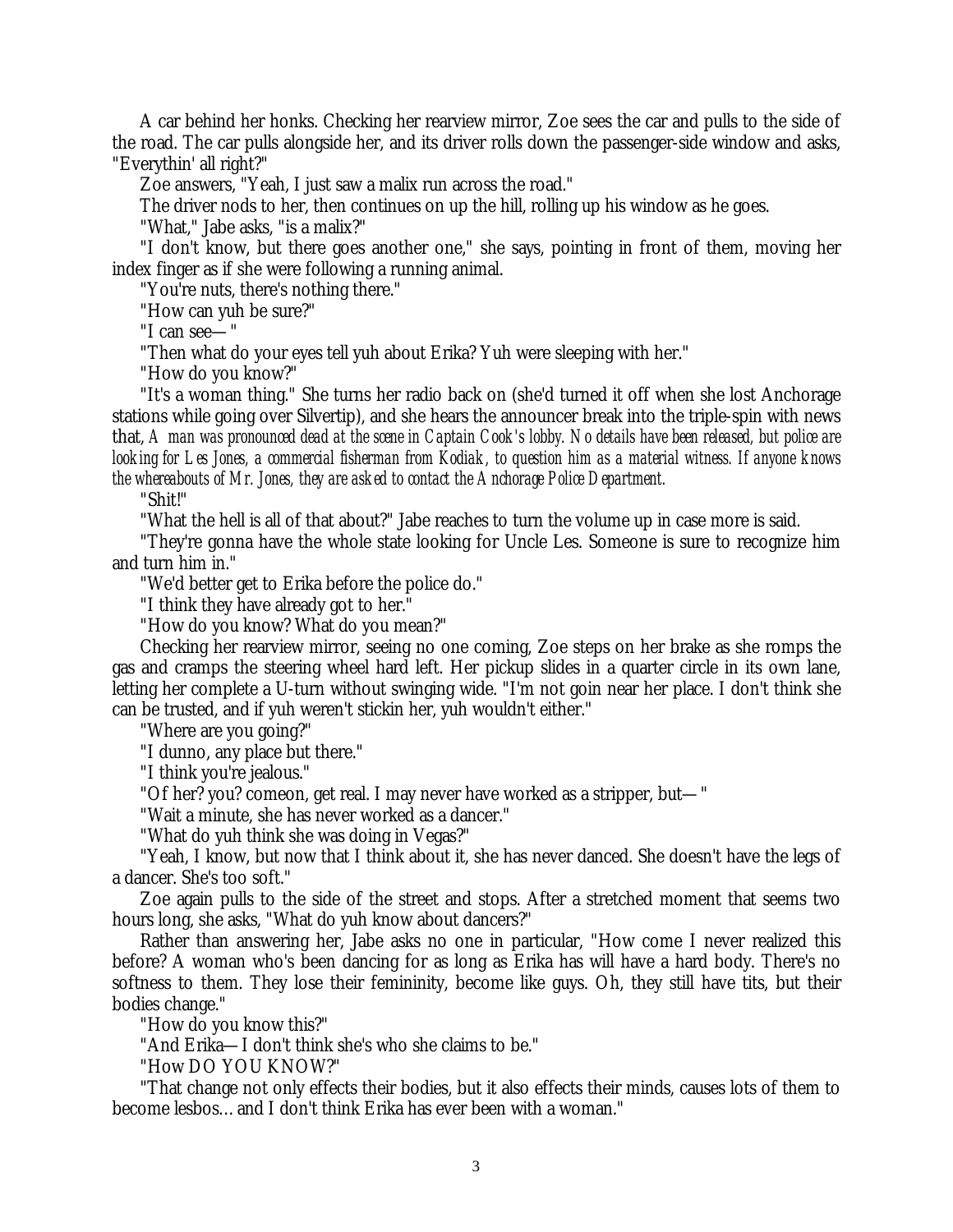A car behind her honks. Checking her rearview mirror, Zoe sees the car and pulls to the side of the road. The car pulls alongside her, and its driver rolls down the passenger-side window and asks, "Everythin' all right?"

Zoe answers, "Yeah, I just saw a malix run across the road."

The driver nods to her, then continues on up the hill, rolling up his window as he goes.

"What," Jabe asks, "is a malix?"

"I don't know, but there goes another one," she says, pointing in front of them, moving her index finger as if she were following a running animal.

"You're nuts, there's nothing there."

"How can yuh be sure?"

"I can see— "

"Then what do your eyes tell yuh about Erika? Yuh were sleeping with her."

"How do you know?"

"It's a woman thing." She turns her radio back on (she'd turned it off when she lost Anchorage stations while going over Silvertip), and she hears the announcer break into the triple-spin with news that, *A man was pronounced dead at the scene in Captain Cook's lobby. No details have been released, but police are looking for Les Jones, a commercial fisherman from Kodiak, to question him as a material witness. If anyone knows the whereabouts of Mr. Jones, they are asked to contact the Anchorage Police Department.*

"Shit!"

"What the hell is all of that about?" Jabe reaches to turn the volume up in case more is said.

"They're gonna have the whole state looking for Uncle Les. Someone is sure to recognize him and turn him in."

"We'd better get to Erika before the police do."

"I think they have already got to her."

"How do you know? What do you mean?"

Checking her rearview mirror, seeing no one coming, Zoe steps on her brake as she romps the gas and cramps the steering wheel hard left. Her pickup slides in a quarter circle in its own lane, letting her complete a U-turn without swinging wide. "I'm not goin near her place. I don't think she can be trusted, and if yuh weren't stickin her, yuh wouldn't either."

"Where are you going?"

"I dunno, any place but there."

"I think you're jealous."

"Of her? you? comeon, get real. I may never have worked as a stripper, but— "

"Wait a minute, she has never worked as a dancer."

"What do yuh think she was doing in Vegas?"

"Yeah, I know, but now that I think about it, she has never danced. She doesn't have the legs of a dancer. She's too soft."

Zoe again pulls to the side of the street and stops. After a stretched moment that seems two hours long, she asks, "What do yuh know about dancers?"

Rather than answering her, Jabe asks no one in particular, "How come I never realized this before? A woman who's been dancing for as long as Erika has will have a hard body. There's no softness to them. They lose their femininity, become like guys. Oh, they still have tits, but their bodies change."

"How do you know this?"

"And Erika—I don't think she's who she claims to be."

"How DO YOU KNOW?"

"That change not only effects their bodies, but it also effects their minds, causes lots of them to become lesbos… and I don't think Erika has ever been with a woman."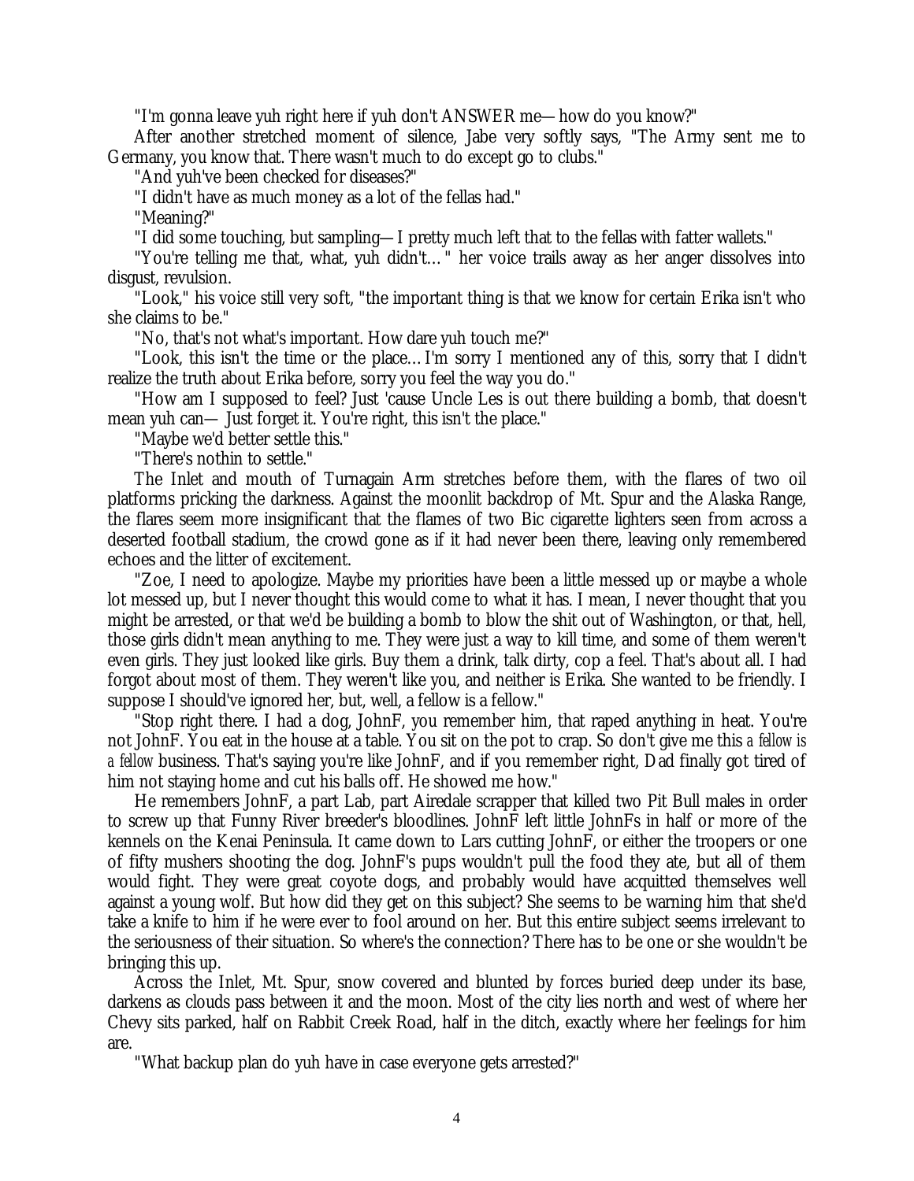"I'm gonna leave yuh right here if yuh don't ANSWER me—how do you know?"

After another stretched moment of silence, Jabe very softly says, "The Army sent me to Germany, you know that. There wasn't much to do except go to clubs."

"And yuh've been checked for diseases?"

"I didn't have as much money as a lot of the fellas had."

"Meaning?"

"I did some touching, but sampling—I pretty much left that to the fellas with fatter wallets."

"You're telling me that, what, yuh didn't… " her voice trails away as her anger dissolves into disgust, revulsion.

"Look," his voice still very soft, "the important thing is that we know for certain Erika isn't who she claims to be."

"No, that's not what's important. How dare yuh touch me?"

"Look, this isn't the time or the place… I'm sorry I mentioned any of this, sorry that I didn't realize the truth about Erika before, sorry you feel the way you do."

"How am I supposed to feel? Just 'cause Uncle Les is out there building a bomb, that doesn't mean yuh can— Just forget it. You're right, this isn't the place."

"Maybe we'd better settle this."

"There's nothin to settle."

The Inlet and mouth of Turnagain Arm stretches before them, with the flares of two oil platforms pricking the darkness. Against the moonlit backdrop of Mt. Spur and the Alaska Range, the flares seem more insignificant that the flames of two Bic cigarette lighters seen from across a deserted football stadium, the crowd gone as if it had never been there, leaving only remembered echoes and the litter of excitement.

"Zoe, I need to apologize. Maybe my priorities have been a little messed up or maybe a whole lot messed up, but I never thought this would come to what it has. I mean, I never thought that you might be arrested, or that we'd be building a bomb to blow the shit out of Washington, or that, hell, those girls didn't mean anything to me. They were just a way to kill time, and some of them weren't even girls. They just looked like girls. Buy them a drink, talk dirty, cop a feel. That's about all. I had forgot about most of them. They weren't like you, and neither is Erika. She wanted to be friendly. I suppose I should've ignored her, but, well, a fellow is a fellow."

"Stop right there. I had a dog, JohnF, you remember him, that raped anything in heat. You're not JohnF. You eat in the house at a table. You sit on the pot to crap. So don't give me this *a fellow is a fellow* business. That's saying you're like JohnF, and if you remember right, Dad finally got tired of him not staying home and cut his balls off. He showed me how."

He remembers JohnF, a part Lab, part Airedale scrapper that killed two Pit Bull males in order to screw up that Funny River breeder's bloodlines. JohnF left little JohnFs in half or more of the kennels on the Kenai Peninsula. It came down to Lars cutting JohnF, or either the troopers or one of fifty mushers shooting the dog. JohnF's pups wouldn't pull the food they ate, but all of them would fight. They were great coyote dogs, and probably would have acquitted themselves well against a young wolf. But how did they get on this subject? She seems to be warning him that she'd take a knife to him if he were ever to fool around on her. But this entire subject seems irrelevant to the seriousness of their situation. So where's the connection? There has to be one or she wouldn't be bringing this up.

Across the Inlet, Mt. Spur, snow covered and blunted by forces buried deep under its base, darkens as clouds pass between it and the moon. Most of the city lies north and west of where her Chevy sits parked, half on Rabbit Creek Road, half in the ditch, exactly where her feelings for him are.

"What backup plan do yuh have in case everyone gets arrested?"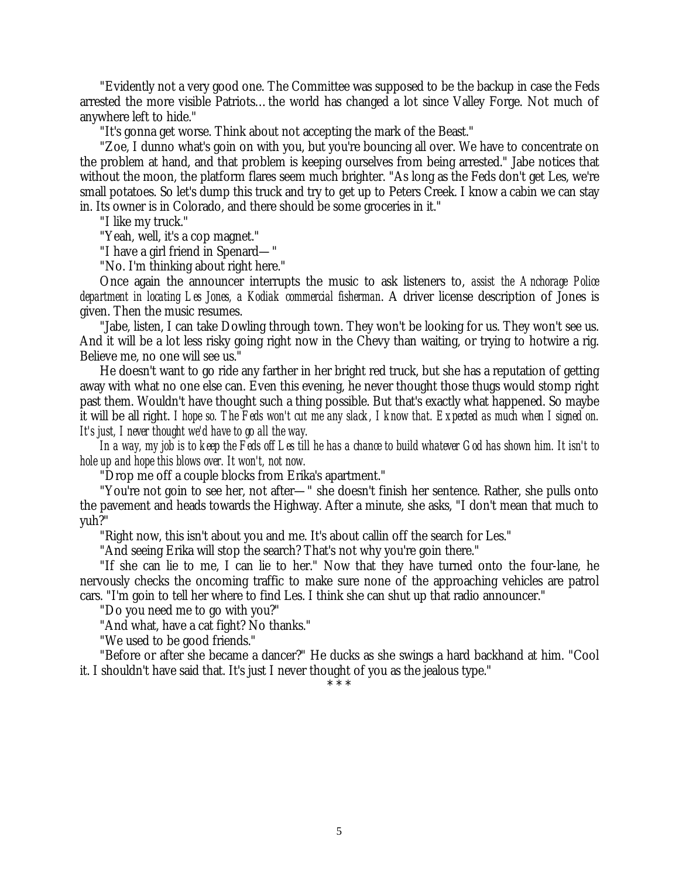"Evidently not a very good one. The Committee was supposed to be the backup in case the Feds arrested the more visible Patriots… the world has changed a lot since Valley Forge. Not much of anywhere left to hide."

"It's gonna get worse. Think about not accepting the mark of the Beast."

"Zoe, I dunno what's goin on with you, but you're bouncing all over. We have to concentrate on the problem at hand, and that problem is keeping ourselves from being arrested." Jabe notices that without the moon, the platform flares seem much brighter. "As long as the Feds don't get Les, we're small potatoes. So let's dump this truck and try to get up to Peters Creek. I know a cabin we can stay in. Its owner is in Colorado, and there should be some groceries in it."

"I like my truck."

"Yeah, well, it's a cop magnet."

"I have a girl friend in Spenard— "

"No. I'm thinking about right here."

Once again the announcer interrupts the music to ask listeners to, *assist the Anchorage Police department in locating Les Jones, a Kodiak commercial fisherman*. A driver license description of Jones is given. Then the music resumes.

"Jabe, listen, I can take Dowling through town. They won't be looking for us. They won't see us. And it will be a lot less risky going right now in the Chevy than waiting, or trying to hotwire a rig. Believe me, no one will see us."

He doesn't want to go ride any farther in her bright red truck, but she has a reputation of getting away with what no one else can. Even this evening, he never thought those thugs would stomp right past them. Wouldn't have thought such a thing possible. But that's exactly what happened. So maybe it will be all right. *I hope so. The Feds won't cut me any slack, I know that. Expected as much when I signed on. It's just, I never thought we'd have to go all the way.*

*In a way, my job is to keep the Feds off Les till he has a chance to build whatever God has shown him. It isn't to hole up and hope this blows over. It won't, not now.*

"Drop me off a couple blocks from Erika's apartment."

"You're not goin to see her, not after— " she doesn't finish her sentence. Rather, she pulls onto the pavement and heads towards the Highway. After a minute, she asks, "I don't mean that much to yuh?"

"Right now, this isn't about you and me. It's about callin off the search for Les."

"And seeing Erika will stop the search? That's not why you're goin there."

"If she can lie to me, I can lie to her." Now that they have turned onto the four-lane, he nervously checks the oncoming traffic to make sure none of the approaching vehicles are patrol cars. "I'm goin to tell her where to find Les. I think she can shut up that radio announcer."

"Do you need me to go with you?"

"And what, have a cat fight? No thanks."

"We used to be good friends."

"Before or after she became a dancer?" He ducks as she swings a hard backhand at him. "Cool it. I shouldn't have said that. It's just I never thought of you as the jealous type."

\* \* \*